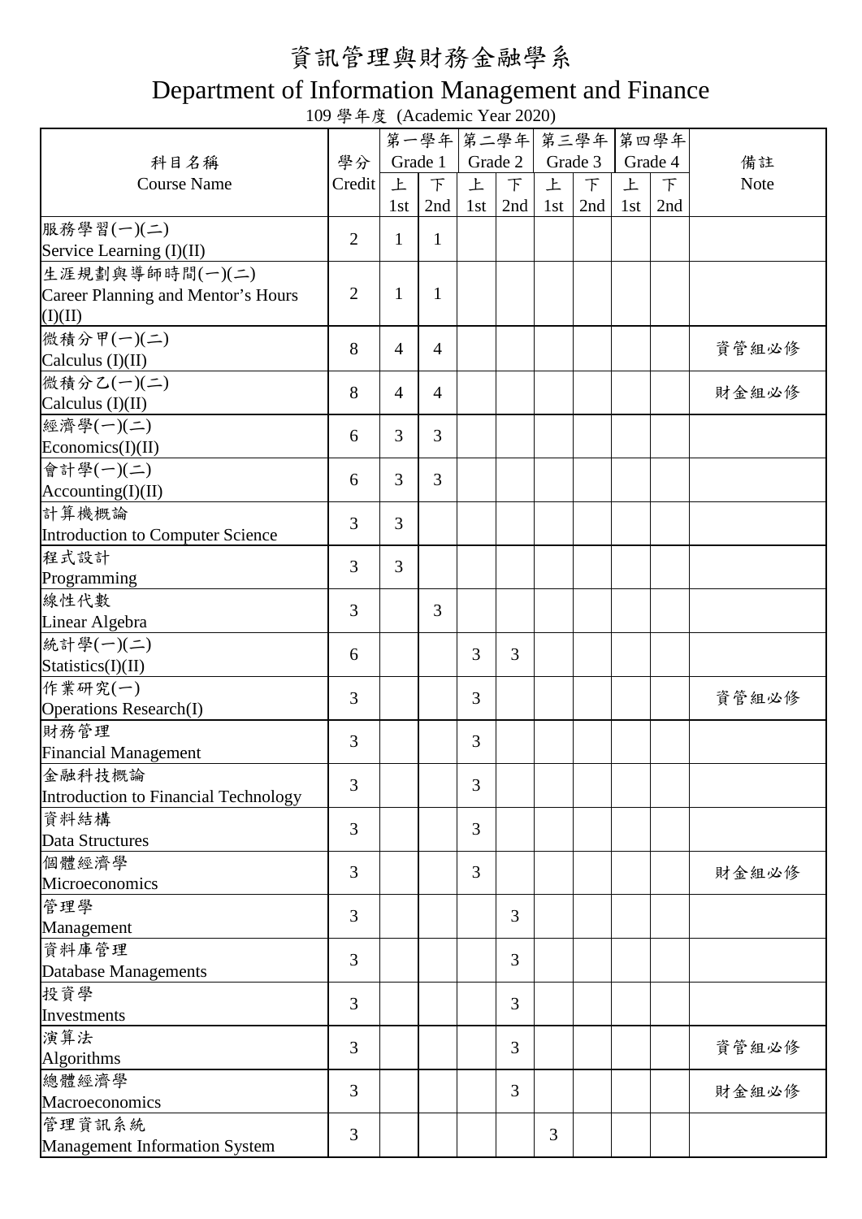# 資訊管理與財務金融學系

# Department of Information Management and Finance

109 學年度 (Academic Year 2020)

| 科目名稱<br>Course Name | 學分<br>Credit | 第一學年<br>Grade 1 | | 第二學年<br>Grade 2 | | 第三學年<br>Grade 3 | | 第四學年<br>Grade 4 | | 備註<br>Note |
|---|---|---|---|---|---|---|---|---|---|---|
| | | 上<br>1st | 下<br>2nd | 上<br>1st | 下<br>2nd | 上<br>1st | 下<br>2nd | 上<br>1st | 下<br>2nd | |
| 服務學習(一)(二)<br>Service Learning (I)(II) | 2 | 1 | 1 | | | | | | | |
| 生涯規劃與導師時間(一)(二)<br>Career Planning and Mentor's Hours (I)(II) | 2 | 1 | 1 | | | | | | | |
| 微積分甲(一)(二)<br>Calculus (I)(II) | 8 | 4 | 4 | | | | | | | 資管組必修 |
| 微積分乙(一)(二)<br>Calculus (I)(II) | 8 | 4 | 4 | | | | | | | 財金組必修 |
| 經濟學(一)(二)<br>Economics(I)(II) | 6 | 3 | 3 | | | | | | | |
| 會計學(一)(二)<br>Accounting(I)(II) | 6 | 3 | 3 | | | | | | | |
| 計算機概論<br>Introduction to Computer Science | 3 | 3 | | | | | | | | |
| 程式設計<br>Programming | 3 | 3 | | | | | | | | |
| 線性代數<br>Linear Algebra | 3 | | 3 | | | | | | | |
| 統計學(一)(二)<br>Statistics(I)(II) | 6 | | | 3 | 3 | | | | | |
| 作業研究(一)<br>Operations Research(I) | 3 | | | 3 | | | | | | 資管組必修 |
| 財務管理<br>Financial Management | 3 | | | 3 | | | | | | |
| 金融科技概論<br>Introduction to Financial Technology | 3 | | | 3 | | | | | | |
| 資料結構<br>Data Structures | 3 | | | 3 | | | | | | |
| 個體經濟學<br>Microeconomics | 3 | | | 3 | | | | | | 財金組必修 |
| 管理學<br>Management | 3 | | | | 3 | | | | | |
| 資料庫管理<br>Database Managements | 3 | | | | 3 | | | | | |
| 投資學<br>Investments | 3 | | | | 3 | | | | | |
| 演算法<br>Algorithms | 3 | | | | 3 | | | | | 資管組必修 |
| 總體經濟學<br>Macroeconomics | 3 | | | | 3 | | | | | 財金組必修 |
| 管理資訊系統<br>Management Information System | 3 | | | | | 3 | | | | |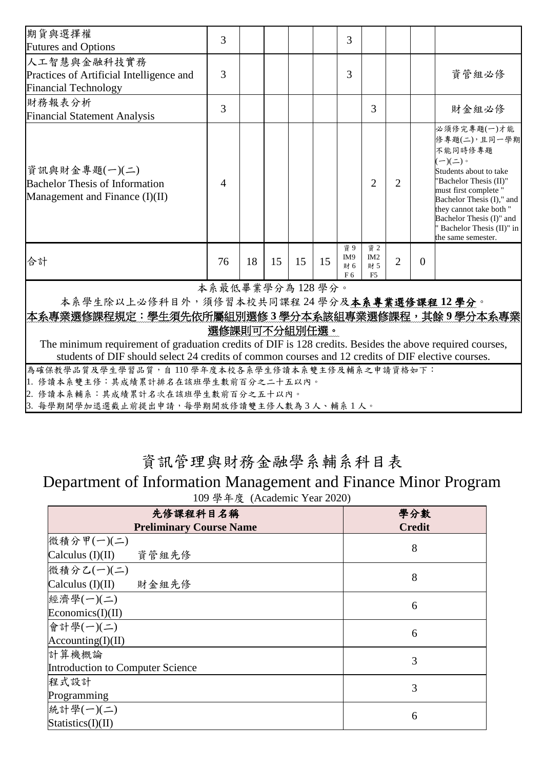| | | | | | | | | | | |
|---|---|---|---|---|---|---|---|---|---|---|
| 期貨與選擇權<br>Futures and Options | 3 | | | | | | 3 | | | | |
| 人工智慧與金融科技實務<br>Practices of Artificial Intelligence and Financial Technology | 3 | | | | | | 3 | | | | 資管組必修 |
| 財務報表分析<br>Financial Statement Analysis | 3 | | | | | | | 3 | | | 財金組必修 |
| 資訊與財金專題(一)(二)<br>Bachelor Thesis of Information Management and Finance (I)(II) | 4 | | | | | | | 2 | 2 | | 必須修完專題(一)才能修專題(二)，且同一學期不能同時修專題(一)(二)。<br>Students about to take "Bachelor Thesis (II)" must first complete " Bachelor Thesis (I)," and they cannot take both " Bachelor Thesis (I)" and " Bachelor Thesis (II)" in the same semester. |
| 合計 | 76 | 18 | 15 | 15 | 15 | 資 9<br>IM9<br>財 6<br>F 6 | 資 2<br>IM2<br>財 5<br>F5 | 2 | 0 | |

本系最低畢業學分為 128 學分。

本系學生除以上必修科目外，須修習本校共同課程 24 學分及**本系專業選修課程 12 學分**。

**本系專業選修課程規定：學生須先依所屬組別選修 3 學分本系該組專業選修課程，其餘 9 學分本系專業選修課則可不分組別任選。**

The minimum requirement of graduation credits of DIF is 128 credits. Besides the above required courses, students of DIF should select 24 credits of common courses and 12 credits of DIF elective courses.

為確保教學品質及學生學習品質，自 110 學年度本校各系學生修讀本系雙主修及輔系之申請資格如下：

1. 修讀本系雙主修：其成績累計排名在該班學生數前百分之二十五以內。
2. 修讀本系輔系：其成績累計名次在該班學生數前百分之五十以內。
3. 每學期開學加退選截止前提出申請，每學期開放修讀雙主修人數為 3 人、輔系 1 人。

# 資訊管理與財務金融學系輔系科目表

# Department of Information Management and Finance Minor Program

109 學年度 (Academic Year 2020)

| 先修課程科目名稱<br>Preliminary Course Name | 學分數<br>Credit |
|---|---|
| 微積分甲(一)(二)<br>Calculus (I)(II) 資管組先修 | 8 |
| 微積分乙(一)(二)<br>Calculus (I)(II) 財金組先修 | 8 |
| 經濟學(一)(二)<br>Economics(I)(II) | 6 |
| 會計學(一)(二)<br>Accounting(I)(II) | 6 |
| 計算機概論<br>Introduction to Computer Science | 3 |
| 程式設計<br>Programming | 3 |
| 統計學(一)(二)<br>Statistics(I)(II) | 6 |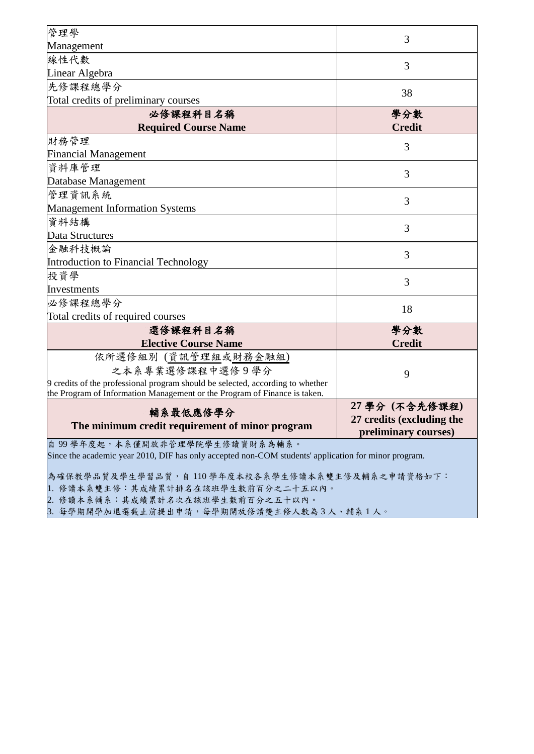| | |
|---|---|
| 管理學<br>Management | 3 |
| 線性代數<br>Linear Algebra | 3 |
| 先修課程總學分<br>Total credits of preliminary courses | 38 |
| **必修課程科目名稱**<br>**Required Course Name** | **學分數**<br>**Credit** |
| 財務管理<br>Financial Management | 3 |
| 資料庫管理<br>Database Management | 3 |
| 管理資訊系統<br>Management Information Systems | 3 |
| 資料結構<br>Data Structures | 3 |
| 金融科技概論<br>Introduction to Financial Technology | 3 |
| 投資學<br>Investments | 3 |
| 必修課程總學分<br>Total credits of required courses | 18 |
| **選修課程科目名稱**<br>**Elective Course Name** | **學分數**<br>**Credit** |
| 依所選修組別 (資訊管理組或財務金融組)<br>之本系專業選修課程中選修 9 學分<br>9 credits of the professional program should be selected, according to whether the Program of Information Management or the Program of Finance is taken. | 9 |
| **輔系最低應修學分**<br>**The minimum credit requirement of minor program** | **27 學分 (不含先修課程)**<br>**27 credits (excluding the preliminary courses)** |

自 99 學年度起，本系僅開放非管理學院學生修讀資財系為輔系。
Since the academic year 2010, DIF has only accepted non-COM students' application for minor program.

為確保教學品質及學生學習品質，自 110 學年度本校各系學生修讀本系雙主修及輔系之申請資格如下：
1. 修讀本系雙主修：其成績累計排名在該班學生數前百分之二十五以內。
2. 修讀本系輔系：其成績累計名次在該班學生數前百分之五十以內。
3. 每學期開學加退選截止前提出申請，每學期開放修讀雙主修人數為 3 人、輔系 1 人。